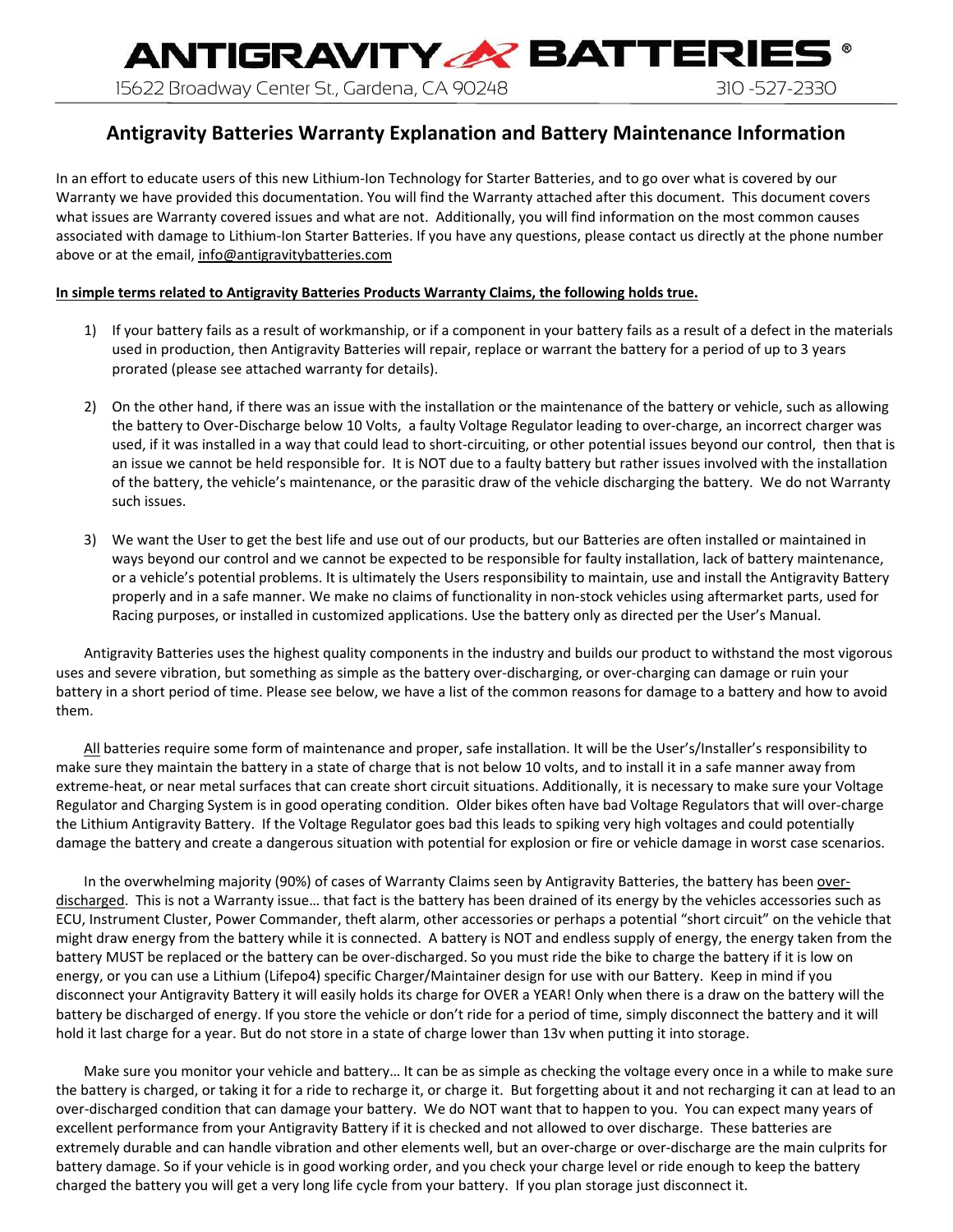# ANTIGRAVITY BATTERIES®

15622 Broadway Center St., Gardena, CA 90248 310 -527-2330

## Antigravity Batteries Warranty Explanation and Battery Maintenance Information

In an effort to educate users of this new Lithium-Ion Technology for Starter Batteries, and to go over what is covered by our Warranty we have provided this documentation. You will find the Warranty attached after this document. This document covers what issues are Warranty covered issues and what are not. Additionally, you will find information on the most common causes associated with damage to Lithium-Ion Starter Batteries. If you have any questions, please contact us directly at the phone number above or at the email, info@antigravitybatteries.com

**In simple terms related to Antigravity Batteries Products Warranty Claims, the following holds true.**

1) If your battery fails as a result of workmanship, or if a component in your battery fails as a result of a defect in the materials used in production, then Antigravity Batteries will repair, replace or warrant the battery for a period of up to 3 years prorated (please see attached warranty for details).

2) On the other hand, if there was an issue with the installation or the maintenance of the battery or vehicle, such as allowing the battery to Over-Discharge below 10 Volts, a faulty Voltage Regulator leading to over-charge, an incorrect charger was used, if it was installed in a way that could lead to short-circuiting, or other potential issues beyond our control, then that is an issue we cannot be held responsible for. It is NOT due to a faulty battery but rather issues involved with the installation of the battery, the vehicle's maintenance, or the parasitic draw of the vehicle discharging the battery. We do not Warranty such issues.

3) We want the User to get the best life and use out of our products, but our Batteries are often installed or maintained in ways beyond our control and we cannot be expected to be responsible for faulty installation, lack of battery maintenance, or a vehicle's potential problems. It is ultimately the Users responsibility to maintain, use and install the Antigravity Battery properly and in a safe manner. We make no claims of functionality in non-stock vehicles using aftermarket parts, used for Racing purposes, or installed in customized applications. Use the battery only as directed per the User's Manual.

Antigravity Batteries uses the highest quality components in the industry and builds our product to withstand the most vigorous uses and severe vibration, but something as simple as the battery over-discharging, or over-charging can damage or ruin your battery in a short period of time. Please see below, we have a list of the common reasons for damage to a battery and how to avoid them.

All batteries require some form of maintenance and proper, safe installation. It will be the User's/Installer's responsibility to make sure they maintain the battery in a state of charge that is not below 10 volts, and to install it in a safe manner away from extreme-heat, or near metal surfaces that can create short circuit situations. Additionally, it is necessary to make sure your Voltage Regulator and Charging System is in good operating condition. Older bikes often have bad Voltage Regulators that will over-charge the Lithium Antigravity Battery. If the Voltage Regulator goes bad this leads to spiking very high voltages and could potentially damage the battery and create a dangerous situation with potential for explosion or fire or vehicle damage in worst case scenarios.

In the overwhelming majority (90%) of cases of Warranty Claims seen by Antigravity Batteries, the battery has been over-discharged. This is not a Warranty issue… that fact is the battery has been drained of its energy by the vehicles accessories such as ECU, Instrument Cluster, Power Commander, theft alarm, other accessories or perhaps a potential "short circuit" on the vehicle that might draw energy from the battery while it is connected. A battery is NOT and endless supply of energy, the energy taken from the battery MUST be replaced or the battery can be over-discharged. So you must ride the bike to charge the battery if it is low on energy, or you can use a Lithium (Lifepo4) specific Charger/Maintainer design for use with our Battery. Keep in mind if you disconnect your Antigravity Battery it will easily holds its charge for OVER a YEAR! Only when there is a draw on the battery will the battery be discharged of energy. If you store the vehicle or don't ride for a period of time, simply disconnect the battery and it will hold it last charge for a year. But do not store in a state of charge lower than 13v when putting it into storage.

Make sure you monitor your vehicle and battery… It can be as simple as checking the voltage every once in a while to make sure the battery is charged, or taking it for a ride to recharge it, or charge it. But forgetting about it and not recharging it can at lead to an over-discharged condition that can damage your battery. We do NOT want that to happen to you. You can expect many years of excellent performance from your Antigravity Battery if it is checked and not allowed to over discharge. These batteries are extremely durable and can handle vibration and other elements well, but an over-charge or over-discharge are the main culprits for battery damage. So if your vehicle is in good working order, and you check your charge level or ride enough to keep the battery charged the battery you will get a very long life cycle from your battery. If you plan storage just disconnect it.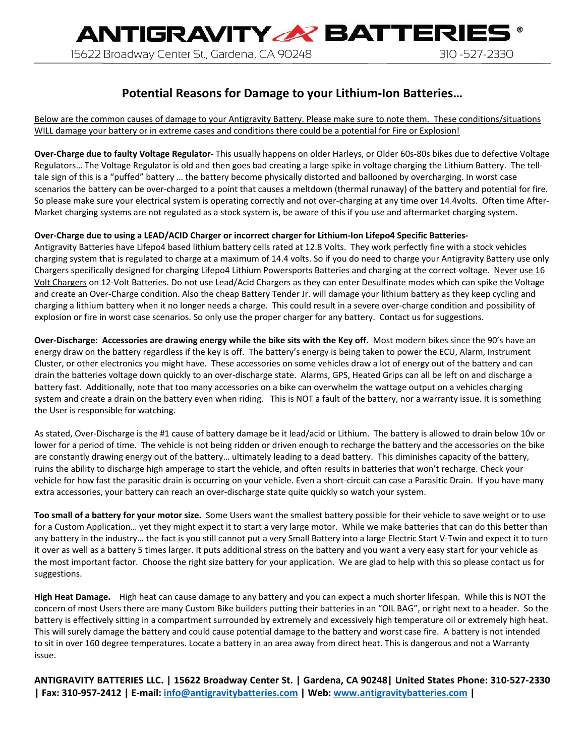## Potential Reasons for Damage to your Lithium-Ion Batteries…

Below are the common causes of damage to your Antigravity Battery. Please make sure to note them. These conditions/situations WILL damage your battery or in extreme cases and conditions there could be a potential for Fire or Explosion!

**Over-Charge due to faulty Voltage Regulator-** This usually happens on older Harleys, or Older 60s-80s bikes due to defective Voltage Regulators… The Voltage Regulator is old and then goes bad creating a large spike in voltage charging the Lithium Battery. The tell-tale sign of this is a "puffed" battery … the battery become physically distorted and ballooned by overcharging. In worst case scenarios the battery can be over-charged to a point that causes a meltdown (thermal runaway) of the battery and potential for fire. So please make sure your electrical system is operating correctly and not over-charging at any time over 14.4volts. Often time After-Market charging systems are not regulated as a stock system is, be aware of this if you use and aftermarket charging system.

**Over-Charge due to using a LEAD/ACID Charger or incorrect charger for Lithium-Ion Lifepo4 Specific Batteries-**
Antigravity Batteries have Lifepo4 based lithium battery cells rated at 12.8 Volts. They work perfectly fine with a stock vehicles charging system that is regulated to charge at a maximum of 14.4 volts. So if you do need to charge your Antigravity Battery use only Chargers specifically designed for charging Lifepo4 Lithium Powersports Batteries and charging at the correct voltage. Never use 16 Volt Chargers on 12-Volt Batteries. Do not use Lead/Acid Chargers as they can enter Desulfinate modes which can spike the Voltage and create an Over-Charge condition. Also the cheap Battery Tender Jr. will damage your lithium battery as they keep cycling and charging a lithium battery when it no longer needs a charge. This could result in a severe over-charge condition and possibility of explosion or fire in worst case scenarios. So only use the proper charger for any battery. Contact us for suggestions.

**Over-Discharge: Accessories are drawing energy while the bike sits with the Key off.** Most modern bikes since the 90's have an energy draw on the battery regardless if the key is off. The battery's energy is being taken to power the ECU, Alarm, Instrument Cluster, or other electronics you might have. These accessories on some vehicles draw a lot of energy out of the battery and can drain the batteries voltage down quickly to an over-discharge state. Alarms, GPS, Heated Grips can all be left on and discharge a battery fast. Additionally, note that too many accessories on a bike can overwhelm the wattage output on a vehicles charging system and create a drain on the battery even when riding. This is NOT a fault of the battery, nor a warranty issue. It is something the User is responsible for watching.

As stated, Over-Discharge is the #1 cause of battery damage be it lead/acid or Lithium. The battery is allowed to drain below 10v or lower for a period of time. The vehicle is not being ridden or driven enough to recharge the battery and the accessories on the bike are constantly drawing energy out of the battery… ultimately leading to a dead battery. This diminishes capacity of the battery, ruins the ability to discharge high amperage to start the vehicle, and often results in batteries that won't recharge. Check your vehicle for how fast the parasitic drain is occurring on your vehicle. Even a short-circuit can case a Parasitic Drain. If you have many extra accessories, your battery can reach an over-discharge state quite quickly so watch your system.

**Too small of a battery for your motor size.** Some Users want the smallest battery possible for their vehicle to save weight or to use for a Custom Application… yet they might expect it to start a very large motor. While we make batteries that can do this better than any battery in the industry… the fact is you still cannot put a very Small Battery into a large Electric Start V-Twin and expect it to turn it over as well as a battery 5 times larger. It puts additional stress on the battery and you want a very easy start for your vehicle as the most important factor. Choose the right size battery for your application. We are glad to help with this so please contact us for suggestions.

**High Heat Damage.** High heat can cause damage to any battery and you can expect a much shorter lifespan. While this is NOT the concern of most Users there are many Custom Bike builders putting their batteries in an "OIL BAG", or right next to a header. So the battery is effectively sitting in a compartment surrounded by extremely and excessively high temperature oil or extremely high heat. This will surely damage the battery and could cause potential damage to the battery and worst case fire. A battery is not intended to sit in over 160 degree temperatures. Locate a battery in an area away from direct heat. This is dangerous and not a Warranty issue.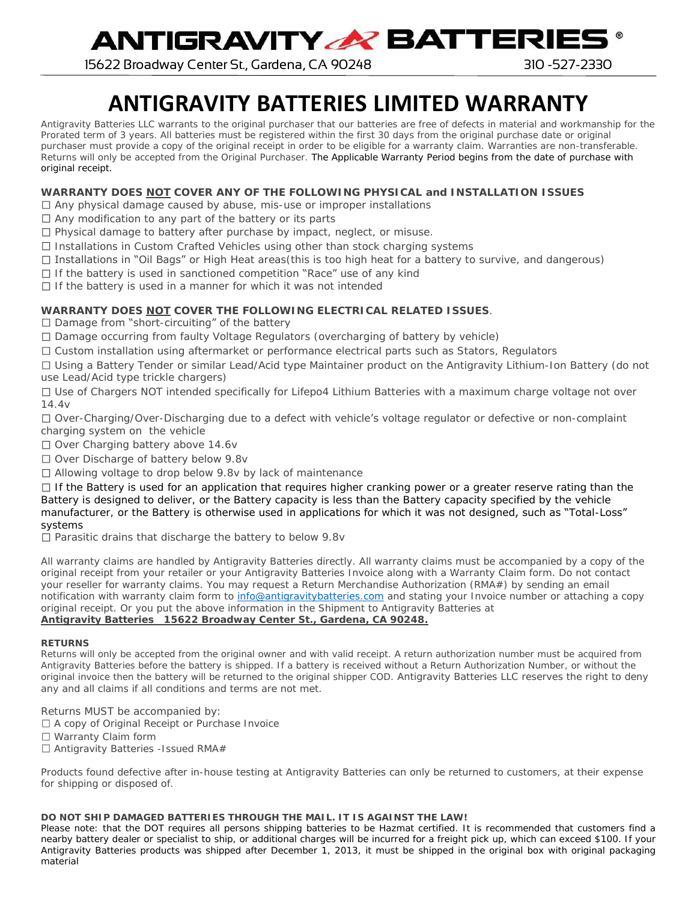# ANTIGRAVITY BATTERIES

15622 Broadway Center St., Gardena, CA 90248 310 -527-2330

# ANTIGRAVITY BATTERIES LIMITED WARRANTY

Antigravity Batteries LLC warrants to the original purchaser that our batteries are free of defects in material and workmanship for the Prorated term of 3 years. All batteries must be registered within the first 30 days from the original purchase date or original purchaser must provide a copy of the original receipt in order to be eligible for a warranty claim. Warranties are non-transferable. Returns will only be accepted from the Original Purchaser. The Applicable Warranty Period begins from the date of purchase with original receipt.

### WARRANTY DOES NOT COVER ANY OF THE FOLLOWING PHYSICAL and INSTALLATION ISSUES

- ☐ Any physical damage caused by abuse, mis-use or improper installations
- ☐ Any modification to any part of the battery or its parts
- ☐ Physical damage to battery after purchase by impact, neglect, or misuse.
- ☐ Installations in Custom Crafted Vehicles using other than stock charging systems
- ☐ Installations in "Oil Bags" or High Heat areas(this is too high heat for a battery to survive, and dangerous)
- ☐ If the battery is used in sanctioned competition "Race" use of any kind
- ☐ If the battery is used in a manner for which it was not intended

### WARRANTY DOES NOT COVER THE FOLLOWING ELECTRICAL RELATED ISSUES.

- ☐ Damage from "short-circuiting" of the battery
- ☐ Damage occurring from faulty Voltage Regulators (overcharging of battery by vehicle)
- ☐ Custom installation using aftermarket or performance electrical parts such as Stators, Regulators
- ☐ Using a Battery Tender or similar Lead/Acid type Maintainer product on the Antigravity Lithium-Ion Battery (do not use Lead/Acid type trickle chargers)
- ☐ Use of Chargers NOT intended specifically for Lifepo4 Lithium Batteries with a maximum charge voltage not over 14.4v
- ☐ Over-Charging/Over-Discharging due to a defect with vehicle's voltage regulator or defective or non-complaint charging system on the vehicle
- ☐ Over Charging battery above 14.6v
- ☐ Over Discharge of battery below 9.8v
- ☐ Allowing voltage to drop below 9.8v by lack of maintenance
- ☐ If the Battery is used for an application that requires higher cranking power or a greater reserve rating than the Battery is designed to deliver, or the Battery capacity is less than the Battery capacity specified by the vehicle manufacturer, or the Battery is otherwise used in applications for which it was not designed, such as "Total-Loss" systems
- ☐ Parasitic drains that discharge the battery to below 9.8v

All warranty claims are handled by Antigravity Batteries directly. All warranty claims must be accompanied by a copy of the original receipt from your retailer or your Antigravity Batteries Invoice along with a Warranty Claim form. Do not contact your reseller for warranty claims. You may request a Return Merchandise Authorization (RMA#) by sending an email notification with warranty claim form to info@antigravitybatteries.com and stating your Invoice number or attaching a copy original receipt. Or you put the above information in the Shipment to Antigravity Batteries at **Antigravity Batteries 15622 Broadway Center St., Gardena, CA 90248.**

### RETURNS

Returns will only be accepted from the original owner and with valid receipt. A return authorization number must be acquired from Antigravity Batteries before the battery is shipped. If a battery is received without a Return Authorization Number, or without the original invoice then the battery will be returned to the original shipper COD. Antigravity Batteries LLC reserves the right to deny any and all claims if all conditions and terms are not met.

Returns MUST be accompanied by:

- ☐ A copy of Original Receipt or Purchase Invoice
- ☐ Warranty Claim form
- ☐ Antigravity Batteries -Issued RMA#

Products found defective after in-house testing at Antigravity Batteries can only be returned to customers, at their expense for shipping or disposed of.

**DO NOT SHIP DAMAGED BATTERIES THROUGH THE MAIL. IT IS AGAINST THE LAW!**

Please note: that the DOT requires all persons shipping batteries to be Hazmat certified. It is recommended that customers find a nearby battery dealer or specialist to ship, or additional charges will be incurred for a freight pick up, which can exceed $100. If your Antigravity Batteries products was shipped after December 1, 2013, it must be shipped in the original box with original packaging material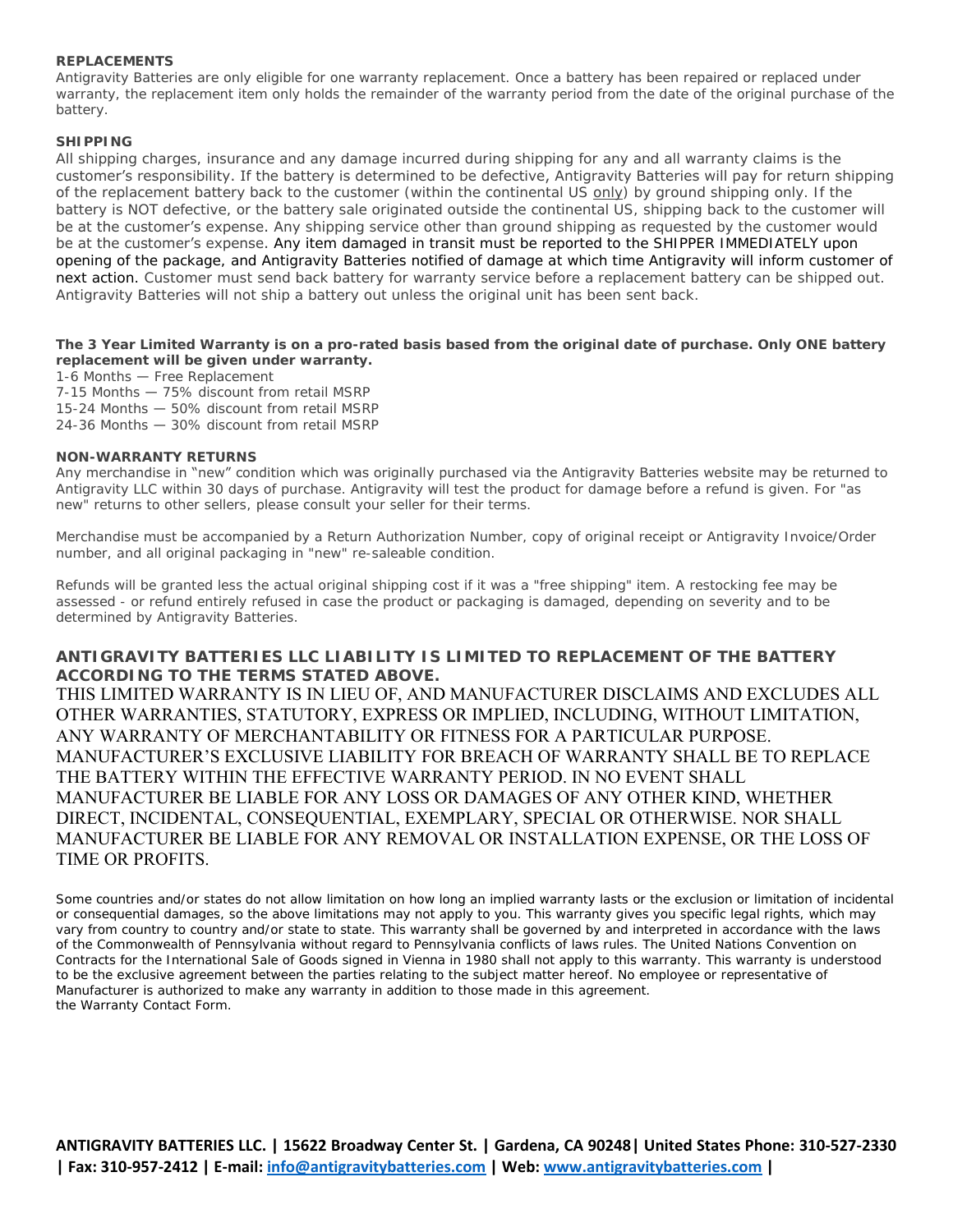**REPLACEMENTS**

Antigravity Batteries are only eligible for one warranty replacement. Once a battery has been repaired or replaced under warranty, the replacement item only holds the remainder of the warranty period from the date of the original purchase of the battery.

**SHIPPING**

All shipping charges, insurance and any damage incurred during shipping for any and all warranty claims is the customer's responsibility. If the battery is determined to be defective, Antigravity Batteries will pay for return shipping of the replacement battery back to the customer (within the continental US only) by ground shipping only. If the battery is NOT defective, or the battery sale originated outside the continental US, shipping back to the customer will be at the customer's expense. Any shipping service other than ground shipping as requested by the customer would be at the customer's expense. Any item damaged in transit must be reported to the SHIPPER IMMEDIATELY upon opening of the package, and Antigravity Batteries notified of damage at which time Antigravity will inform customer of next action. Customer must send back battery for warranty service before a replacement battery can be shipped out. Antigravity Batteries will not ship a battery out unless the original unit has been sent back.

**The 3 Year Limited Warranty is on a pro-rated basis based from the original date of purchase. Only ONE battery replacement will be given under warranty.**

1-6 Months — Free Replacement
7-15 Months — 75% discount from retail MSRP
15-24 Months — 50% discount from retail MSRP
24-36 Months — 30% discount from retail MSRP

**NON-WARRANTY RETURNS**

Any merchandise in "new" condition which was originally purchased via the Antigravity Batteries website may be returned to Antigravity LLC within 30 days of purchase. Antigravity will test the product for damage before a refund is given. For "as new" returns to other sellers, please consult your seller for their terms.

Merchandise must be accompanied by a Return Authorization Number, copy of original receipt or Antigravity Invoice/Order number, and all original packaging in "new" re-saleable condition.

Refunds will be granted less the actual original shipping cost if it was a "free shipping" item. A restocking fee may be assessed - or refund entirely refused in case the product or packaging is damaged, depending on severity and to be determined by Antigravity Batteries.

**ANTIGRAVITY BATTERIES LLC LIABILITY IS LIMITED TO REPLACEMENT OF THE BATTERY ACCORDING TO THE TERMS STATED ABOVE.**

THIS LIMITED WARRANTY IS IN LIEU OF, AND MANUFACTURER DISCLAIMS AND EXCLUDES ALL OTHER WARRANTIES, STATUTORY, EXPRESS OR IMPLIED, INCLUDING, WITHOUT LIMITATION, ANY WARRANTY OF MERCHANTABILITY OR FITNESS FOR A PARTICULAR PURPOSE. MANUFACTURER'S EXCLUSIVE LIABILITY FOR BREACH OF WARRANTY SHALL BE TO REPLACE THE BATTERY WITHIN THE EFFECTIVE WARRANTY PERIOD. IN NO EVENT SHALL MANUFACTURER BE LIABLE FOR ANY LOSS OR DAMAGES OF ANY OTHER KIND, WHETHER DIRECT, INCIDENTAL, CONSEQUENTIAL, EXEMPLARY, SPECIAL OR OTHERWISE. NOR SHALL MANUFACTURER BE LIABLE FOR ANY REMOVAL OR INSTALLATION EXPENSE, OR THE LOSS OF TIME OR PROFITS.

Some countries and/or states do not allow limitation on how long an implied warranty lasts or the exclusion or limitation of incidental or consequential damages, so the above limitations may not apply to you. This warranty gives you specific legal rights, which may vary from country to country and/or state to state. This warranty shall be governed by and interpreted in accordance with the laws of the Commonwealth of Pennsylvania without regard to Pennsylvania conflicts of laws rules. The United Nations Convention on Contracts for the International Sale of Goods signed in Vienna in 1980 shall not apply to this warranty. This warranty is understood to be the exclusive agreement between the parties relating to the subject matter hereof. No employee or representative of Manufacturer is authorized to make any warranty in addition to those made in this agreement.
the Warranty Contact Form.

**ANTIGRAVITY BATTERIES LLC. | 15622 Broadway Center St. | Gardena, CA 90248| United States Phone: 310-527-2330 | Fax: 310-957-2412 | E-mail: info@antigravitybatteries.com | Web: www.antigravitybatteries.com |**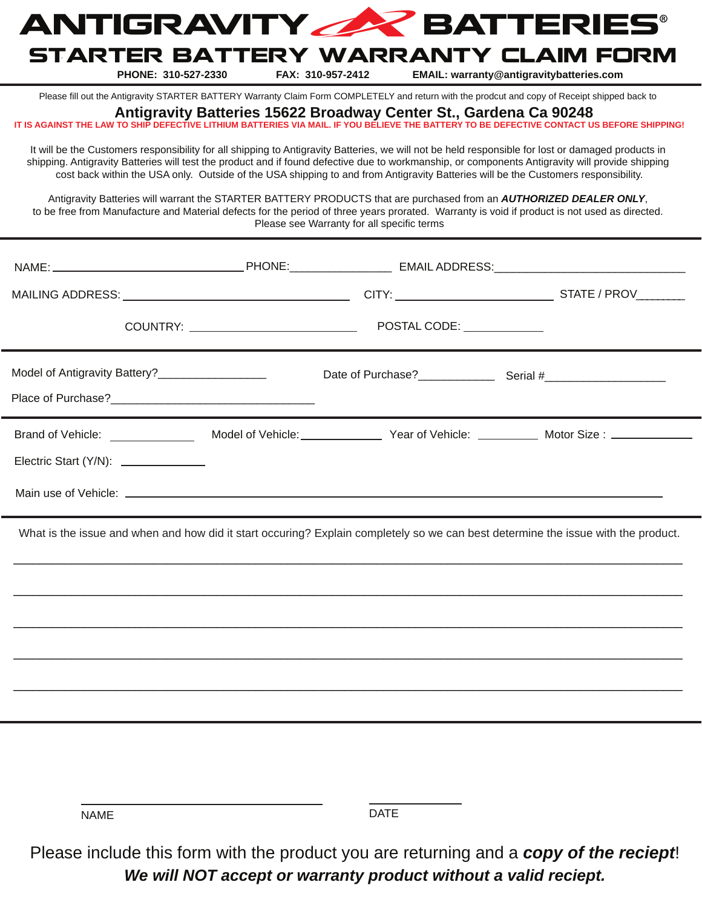# ANTIGRAVITY BATTERIES®

## STARTER BATTERY WARRANTY CLAIM FORM

**PHONE: 310-527-2330** **FAX: 310-957-2412** **EMAIL: warranty@antigravitybatteries.com**

Please fill out the Antigravity STARTER BATTERY Warranty Claim Form COMPLETELY and return with the prodcut and copy of Receipt shipped back to

**Antigravity Batteries 15622 Broadway Center St., Gardena Ca 90248**

**IT IS AGAINST THE LAW TO SHIP DEFECTIVE LITHIUM BATTERIES VIA MAIL. IF YOU BELIEVE THE BATTERY TO BE DEFECTIVE CONTACT US BEFORE SHIPPING!**

It will be the Customers responsibility for all shipping to Antigravity Batteries, we will not be held responsible for lost or damaged products in shipping. Antigravity Batteries will test the product and if found defective due to workmanship, or components Antigravity will provide shipping cost back within the USA only. Outside of the USA shipping to and from Antigravity Batteries will be the Customers responsibility.

Antigravity Batteries will warrant the STARTER BATTERY PRODUCTS that are purchased from an ***AUTHORIZED DEALER ONLY***, to be free from Manufacture and Material defects for the period of three years prorated. Warranty is void if product is not used as directed. Please see Warranty for all specific terms

---

NAME: ______________________________ PHONE:_______________ EMAIL ADDRESS:______________________________

MAILING ADDRESS: ____________________________________ CITY: _________________________ STATE / PROV_______

COUNTRY: __________________________ POSTAL CODE: ____________

---

Model of Antigravity Battery?_________________ Date of Purchase?____________ Serial #___________________

Place of Purchase?________________________________

---

Brand of Vehicle: _____________ Model of Vehicle: _____________ Year of Vehicle: _________ Motor Size : _____________

Electric Start (Y/N): _____________

Main use of Vehicle: ______________________________________________________________________________

---

What is the issue and when and how did it start occuring? Explain completely so we can best determine the issue with the product.

_______________________________________________________________________________________________

_______________________________________________________________________________________________

_______________________________________________________________________________________________

_______________________________________________________________________________________________

_______________________________________________________________________________________________

---

______________________________________ ______________

NAME DATE

Please include this form with the product you are returning and a ***copy of the reciept***!

***We will NOT accept or warranty product without a valid reciept.***